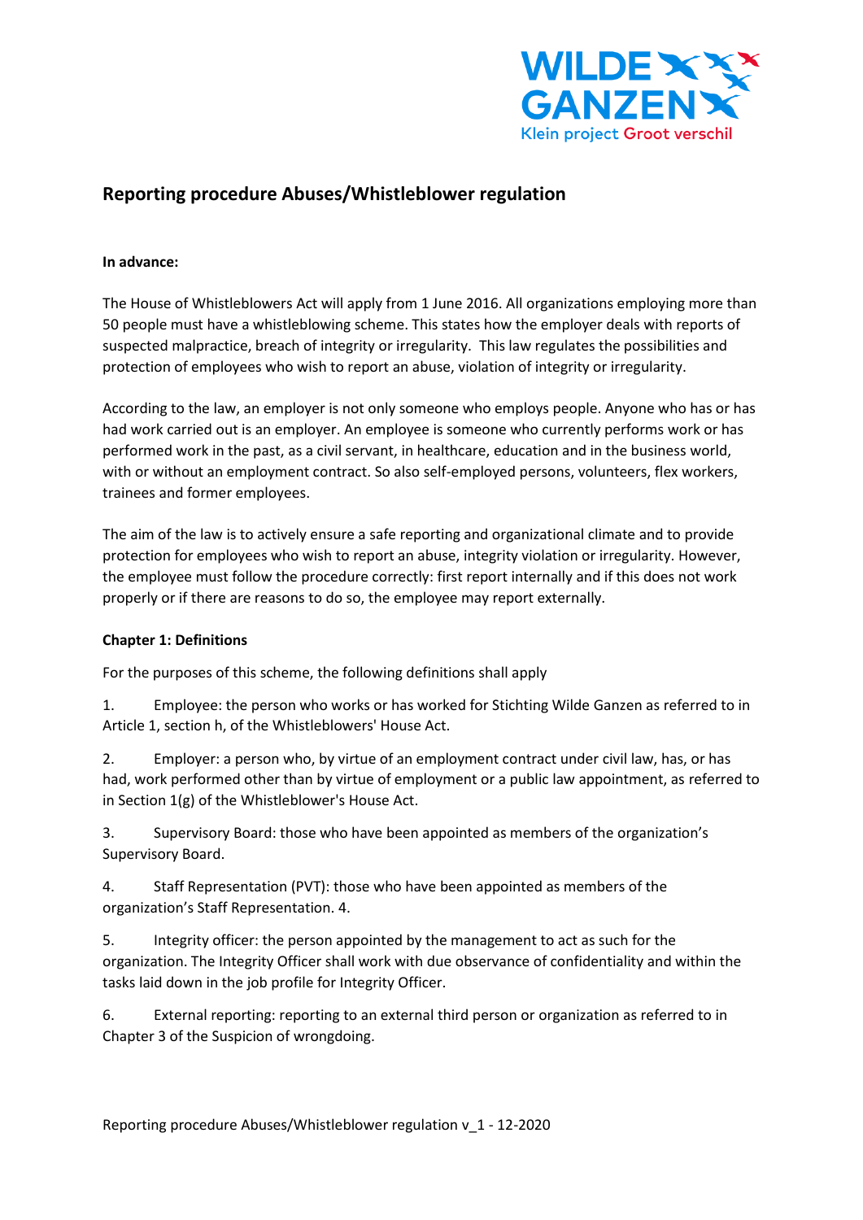## Reporting procedure Abuses/Whistleblower regulation

**In advance:**

The House of Whistleblowers Act will apply from 1 June 2016. All organizations employing more than 50 people must have a whistleblowing scheme. This states how the employer deals with reports of suspected malpractice, breach of integrity or irregularity. This law regulates the possibilities and protection of employees who wish to report an abuse, violation of integrity or irregularity.

According to the law, an employer is not only someone who employs people. Anyone who has or has had work carried out is an employer. An employee is someone who currently performs work or has performed work in the past, as a civil servant, in healthcare, education and in the business world, with or without an employment contract. So also self-employed persons, volunteers, flex workers, trainees and former employees.

The aim of the law is to actively ensure a safe reporting and organizational climate and to provide protection for employees who wish to report an abuse, integrity violation or irregularity. However, the employee must follow the procedure correctly: first report internally and if this does not work properly or if there are reasons to do so, the employee may report externally.

**Chapter 1: Definitions**

For the purposes of this scheme, the following definitions shall apply

1. Employee: the person who works or has worked for Stichting Wilde Ganzen as referred to in Article 1, section h, of the Whistleblowers' House Act.

2. Employer: a person who, by virtue of an employment contract under civil law, has, or has had, work performed other than by virtue of employment or a public law appointment, as referred to in Section 1(g) of the Whistleblower's House Act.

3. Supervisory Board: those who have been appointed as members of the organization's Supervisory Board.

4. Staff Representation (PVT): those who have been appointed as members of the organization's Staff Representation. 4.

5. Integrity officer: the person appointed by the management to act as such for the organization. The Integrity Officer shall work with due observance of confidentiality and within the tasks laid down in the job profile for Integrity Officer.

6. External reporting: reporting to an external third person or organization as referred to in Chapter 3 of the Suspicion of wrongdoing.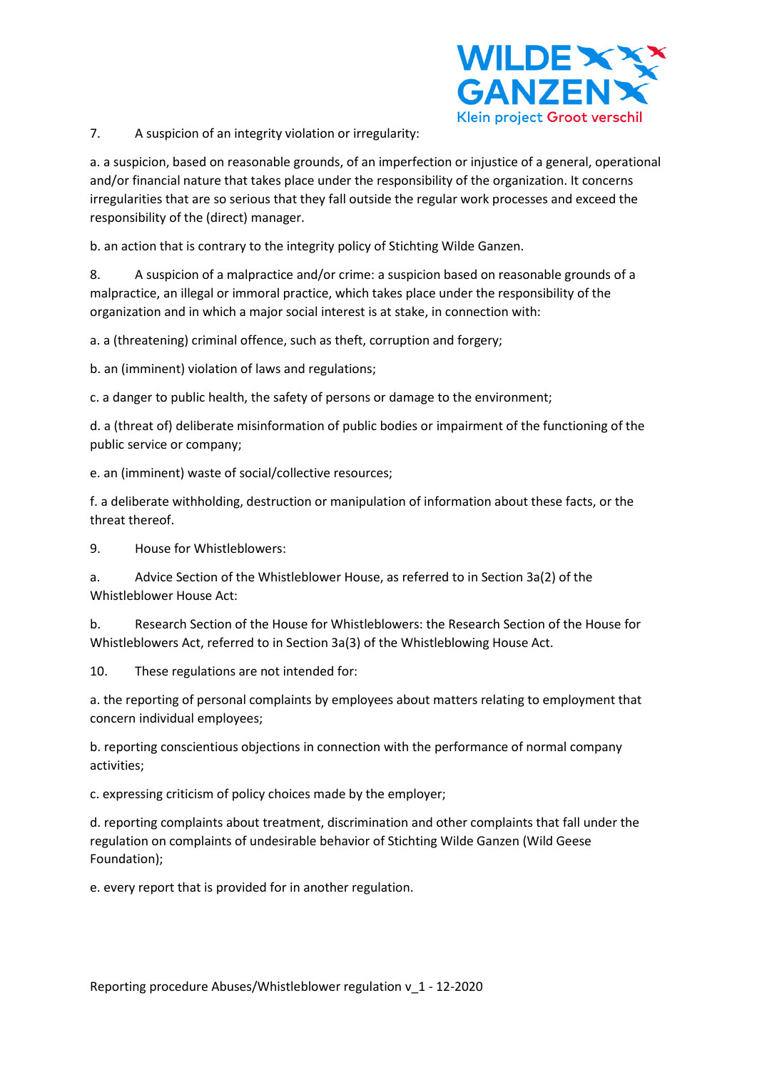7. A suspicion of an integrity violation or irregularity:

a. a suspicion, based on reasonable grounds, of an imperfection or injustice of a general, operational and/or financial nature that takes place under the responsibility of the organization. It concerns irregularities that are so serious that they fall outside the regular work processes and exceed the responsibility of the (direct) manager.

b. an action that is contrary to the integrity policy of Stichting Wilde Ganzen.

8. A suspicion of a malpractice and/or crime: a suspicion based on reasonable grounds of a malpractice, an illegal or immoral practice, which takes place under the responsibility of the organization and in which a major social interest is at stake, in connection with:

a. a (threatening) criminal offence, such as theft, corruption and forgery;

b. an (imminent) violation of laws and regulations;

c. a danger to public health, the safety of persons or damage to the environment;

d. a (threat of) deliberate misinformation of public bodies or impairment of the functioning of the public service or company;

e. an (imminent) waste of social/collective resources;

f. a deliberate withholding, destruction or manipulation of information about these facts, or the threat thereof.

9. House for Whistleblowers:

a. Advice Section of the Whistleblower House, as referred to in Section 3a(2) of the Whistleblower House Act:

b. Research Section of the House for Whistleblowers: the Research Section of the House for Whistleblowers Act, referred to in Section 3a(3) of the Whistleblowing House Act.

10. These regulations are not intended for:

a. the reporting of personal complaints by employees about matters relating to employment that concern individual employees;

b. reporting conscientious objections in connection with the performance of normal company activities;

c. expressing criticism of policy choices made by the employer;

d. reporting complaints about treatment, discrimination and other complaints that fall under the regulation on complaints of undesirable behavior of Stichting Wilde Ganzen (Wild Geese Foundation);

e. every report that is provided for in another regulation.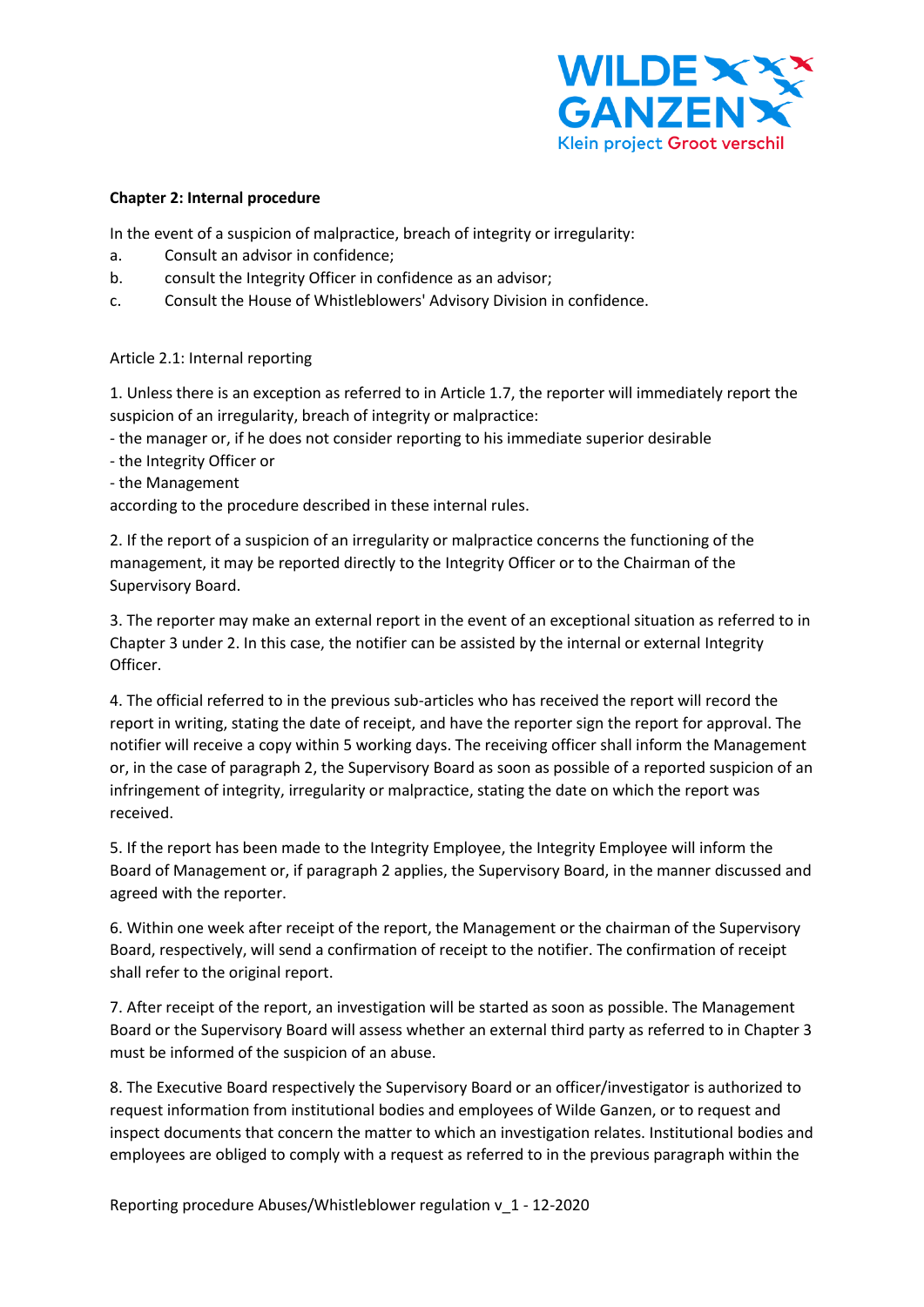**Chapter 2: Internal procedure**

In the event of a suspicion of malpractice, breach of integrity or irregularity:

a. Consult an advisor in confidence;

b. consult the Integrity Officer in confidence as an advisor;

c. Consult the House of Whistleblowers' Advisory Division in confidence.

Article 2.1: Internal reporting

1. Unless there is an exception as referred to in Article 1.7, the reporter will immediately report the suspicion of an irregularity, breach of integrity or malpractice:
- the manager or, if he does not consider reporting to his immediate superior desirable
- the Integrity Officer or
- the Management

according to the procedure described in these internal rules.

2. If the report of a suspicion of an irregularity or malpractice concerns the functioning of the management, it may be reported directly to the Integrity Officer or to the Chairman of the Supervisory Board.

3. The reporter may make an external report in the event of an exceptional situation as referred to in Chapter 3 under 2. In this case, the notifier can be assisted by the internal or external Integrity Officer.

4. The official referred to in the previous sub-articles who has received the report will record the report in writing, stating the date of receipt, and have the reporter sign the report for approval. The notifier will receive a copy within 5 working days. The receiving officer shall inform the Management or, in the case of paragraph 2, the Supervisory Board as soon as possible of a reported suspicion of an infringement of integrity, irregularity or malpractice, stating the date on which the report was received.

5. If the report has been made to the Integrity Employee, the Integrity Employee will inform the Board of Management or, if paragraph 2 applies, the Supervisory Board, in the manner discussed and agreed with the reporter.

6. Within one week after receipt of the report, the Management or the chairman of the Supervisory Board, respectively, will send a confirmation of receipt to the notifier. The confirmation of receipt shall refer to the original report.

7. After receipt of the report, an investigation will be started as soon as possible. The Management Board or the Supervisory Board will assess whether an external third party as referred to in Chapter 3 must be informed of the suspicion of an abuse.

8. The Executive Board respectively the Supervisory Board or an officer/investigator is authorized to request information from institutional bodies and employees of Wilde Ganzen, or to request and inspect documents that concern the matter to which an investigation relates. Institutional bodies and employees are obliged to comply with a request as referred to in the previous paragraph within the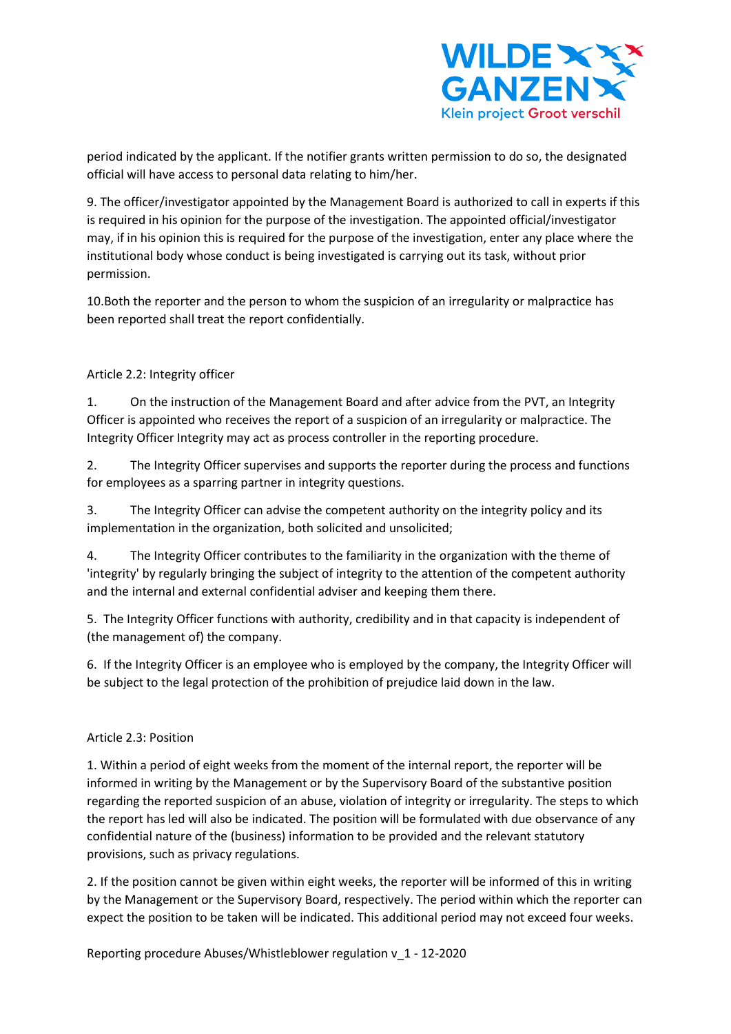period indicated by the applicant. If the notifier grants written permission to do so, the designated official will have access to personal data relating to him/her.

9. The officer/investigator appointed by the Management Board is authorized to call in experts if this is required in his opinion for the purpose of the investigation. The appointed official/investigator may, if in his opinion this is required for the purpose of the investigation, enter any place where the institutional body whose conduct is being investigated is carrying out its task, without prior permission.

10. Both the reporter and the person to whom the suspicion of an irregularity or malpractice has been reported shall treat the report confidentially.

### Article 2.2: Integrity officer

1. On the instruction of the Management Board and after advice from the PVT, an Integrity Officer is appointed who receives the report of a suspicion of an irregularity or malpractice. The Integrity Officer Integrity may act as process controller in the reporting procedure.

2. The Integrity Officer supervises and supports the reporter during the process and functions for employees as a sparring partner in integrity questions.

3. The Integrity Officer can advise the competent authority on the integrity policy and its implementation in the organization, both solicited and unsolicited;

4. The Integrity Officer contributes to the familiarity in the organization with the theme of 'integrity' by regularly bringing the subject of integrity to the attention of the competent authority and the internal and external confidential adviser and keeping them there.

5. The Integrity Officer functions with authority, credibility and in that capacity is independent of (the management of) the company.

6. If the Integrity Officer is an employee who is employed by the company, the Integrity Officer will be subject to the legal protection of the prohibition of prejudice laid down in the law.

### Article 2.3: Position

1. Within a period of eight weeks from the moment of the internal report, the reporter will be informed in writing by the Management or by the Supervisory Board of the substantive position regarding the reported suspicion of an abuse, violation of integrity or irregularity. The steps to which the report has led will also be indicated. The position will be formulated with due observance of any confidential nature of the (business) information to be provided and the relevant statutory provisions, such as privacy regulations.

2. If the position cannot be given within eight weeks, the reporter will be informed of this in writing by the Management or the Supervisory Board, respectively. The period within which the reporter can expect the position to be taken will be indicated. This additional period may not exceed four weeks.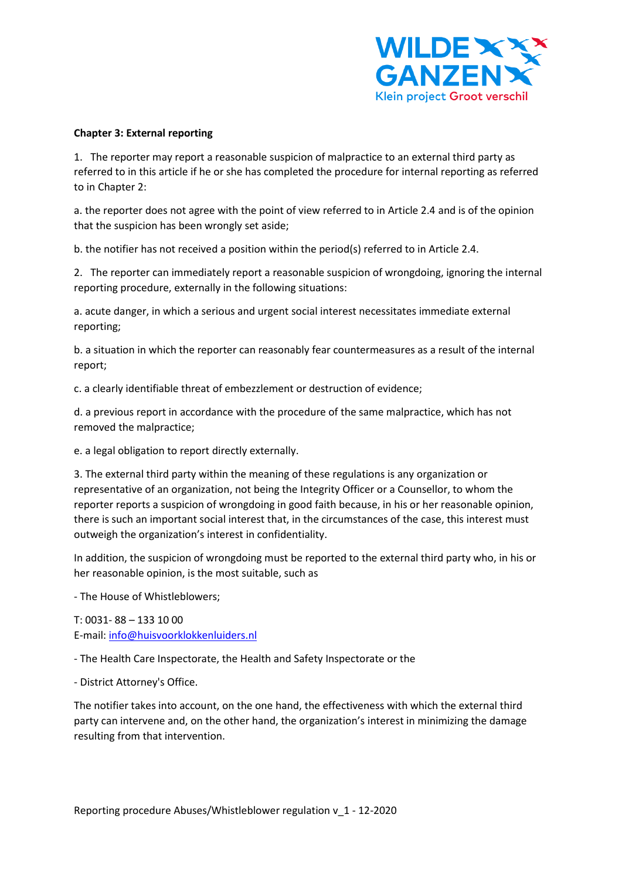**Chapter 3: External reporting**

1. The reporter may report a reasonable suspicion of malpractice to an external third party as referred to in this article if he or she has completed the procedure for internal reporting as referred to in Chapter 2:

a. the reporter does not agree with the point of view referred to in Article 2.4 and is of the opinion that the suspicion has been wrongly set aside;

b. the notifier has not received a position within the period(s) referred to in Article 2.4.

2. The reporter can immediately report a reasonable suspicion of wrongdoing, ignoring the internal reporting procedure, externally in the following situations:

a. acute danger, in which a serious and urgent social interest necessitates immediate external reporting;

b. a situation in which the reporter can reasonably fear countermeasures as a result of the internal report;

c. a clearly identifiable threat of embezzlement or destruction of evidence;

d. a previous report in accordance with the procedure of the same malpractice, which has not removed the malpractice;

e. a legal obligation to report directly externally.

3. The external third party within the meaning of these regulations is any organization or representative of an organization, not being the Integrity Officer or a Counsellor, to whom the reporter reports a suspicion of wrongdoing in good faith because, in his or her reasonable opinion, there is such an important social interest that, in the circumstances of the case, this interest must outweigh the organization's interest in confidentiality.

In addition, the suspicion of wrongdoing must be reported to the external third party who, in his or her reasonable opinion, is the most suitable, such as

- The House of Whistleblowers;

T: 0031- 88 – 133 10 00
E-mail: info@huisvoorklokkenluiders.nl

- The Health Care Inspectorate, the Health and Safety Inspectorate or the

- District Attorney's Office.

The notifier takes into account, on the one hand, the effectiveness with which the external third party can intervene and, on the other hand, the organization's interest in minimizing the damage resulting from that intervention.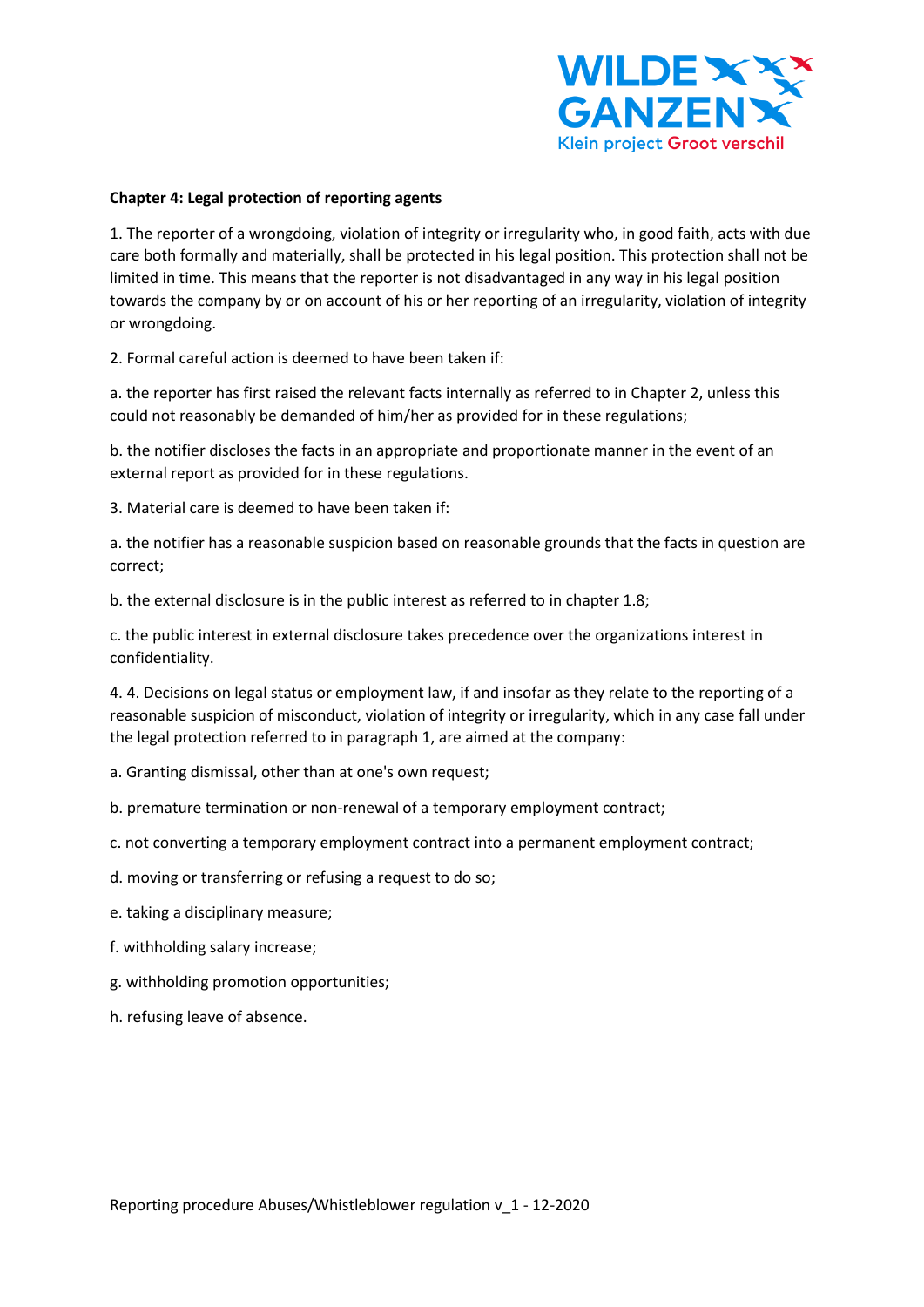**Chapter 4: Legal protection of reporting agents**

1. The reporter of a wrongdoing, violation of integrity or irregularity who, in good faith, acts with due care both formally and materially, shall be protected in his legal position. This protection shall not be limited in time. This means that the reporter is not disadvantaged in any way in his legal position towards the company by or on account of his or her reporting of an irregularity, violation of integrity or wrongdoing.

2. Formal careful action is deemed to have been taken if:

a. the reporter has first raised the relevant facts internally as referred to in Chapter 2, unless this could not reasonably be demanded of him/her as provided for in these regulations;

b. the notifier discloses the facts in an appropriate and proportionate manner in the event of an external report as provided for in these regulations.

3. Material care is deemed to have been taken if:

a. the notifier has a reasonable suspicion based on reasonable grounds that the facts in question are correct;

b. the external disclosure is in the public interest as referred to in chapter 1.8;

c. the public interest in external disclosure takes precedence over the organizations interest in confidentiality.

4. 4. Decisions on legal status or employment law, if and insofar as they relate to the reporting of a reasonable suspicion of misconduct, violation of integrity or irregularity, which in any case fall under the legal protection referred to in paragraph 1, are aimed at the company:

a. Granting dismissal, other than at one's own request;

b. premature termination or non-renewal of a temporary employment contract;

c. not converting a temporary employment contract into a permanent employment contract;

d. moving or transferring or refusing a request to do so;

e. taking a disciplinary measure;

f. withholding salary increase;

g. withholding promotion opportunities;

h. refusing leave of absence.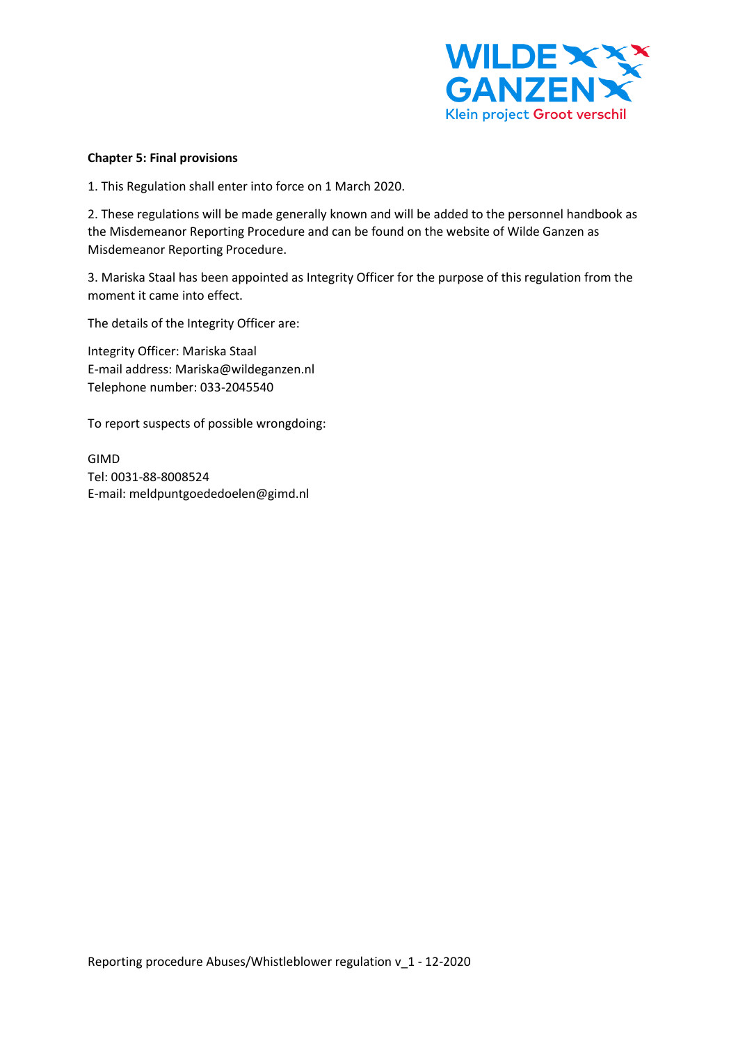**Chapter 5: Final provisions**

1. This Regulation shall enter into force on 1 March 2020.

2. These regulations will be made generally known and will be added to the personnel handbook as the Misdemeanor Reporting Procedure and can be found on the website of Wilde Ganzen as Misdemeanor Reporting Procedure.

3. Mariska Staal has been appointed as Integrity Officer for the purpose of this regulation from the moment it came into effect.

The details of the Integrity Officer are:

Integrity Officer: Mariska Staal
E-mail address: Mariska@wildeganzen.nl
Telephone number: 033-2045540

To report suspects of possible wrongdoing:

GIMD
Tel: 0031-88-8008524
E-mail: meldpuntgoededoelen@gimd.nl